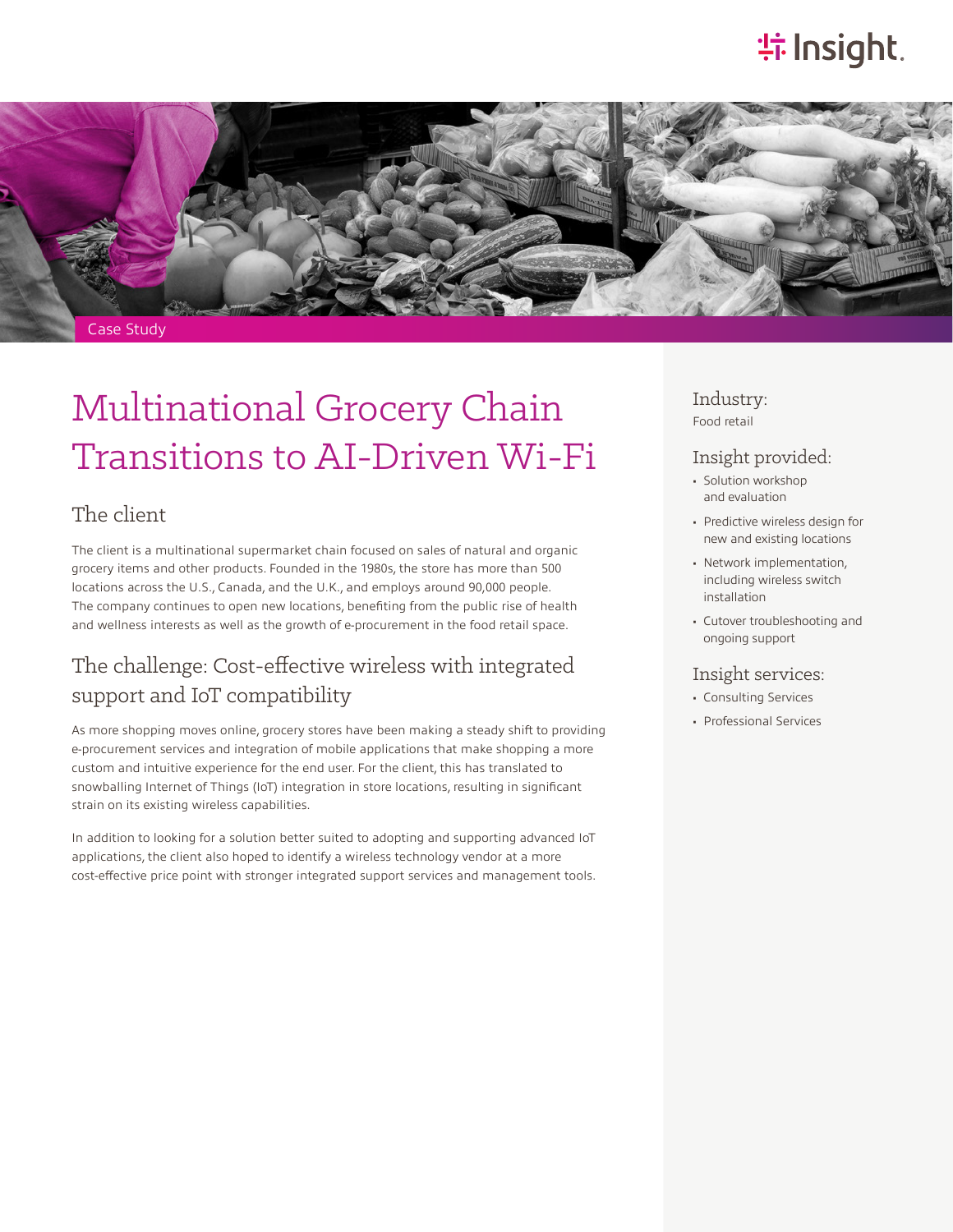Case Study

# Multinational Grocery Chain Transitions to AI-Driven Wi-Fi

## The client

The client is a multinational supermarket chain focused on sales of natural and organic grocery items and other products. Founded in the 1980s, the store has more than 500 locations across the U.S., Canada, and the U.K., and employs around 90,000 people. The company continues to open new locations, benefiting from the public rise of health and wellness interests as well as the growth of e-procurement in the food retail space.

## The challenge: Cost-effective wireless with integrated support and IoT compatibility

As more shopping moves online, grocery stores have been making a steady shift to providing e-procurement services and integration of mobile applications that make shopping a more custom and intuitive experience for the end user. For the client, this has translated to snowballing Internet of Things (IoT) integration in store locations, resulting in significant strain on its existing wireless capabilities.

In addition to looking for a solution better suited to adopting and supporting advanced IoT applications, the client also hoped to identify a wireless technology vendor at a more cost-effective price point with stronger integrated support services and management tools.

### Industry:

Food retail

### Insight provided:

- Solution workshop and evaluation
- Predictive wireless design for new and existing locations
- Network implementation, including wireless switch installation
- Cutover troubleshooting and ongoing support

### Insight services:

- Consulting Services
- Professional Services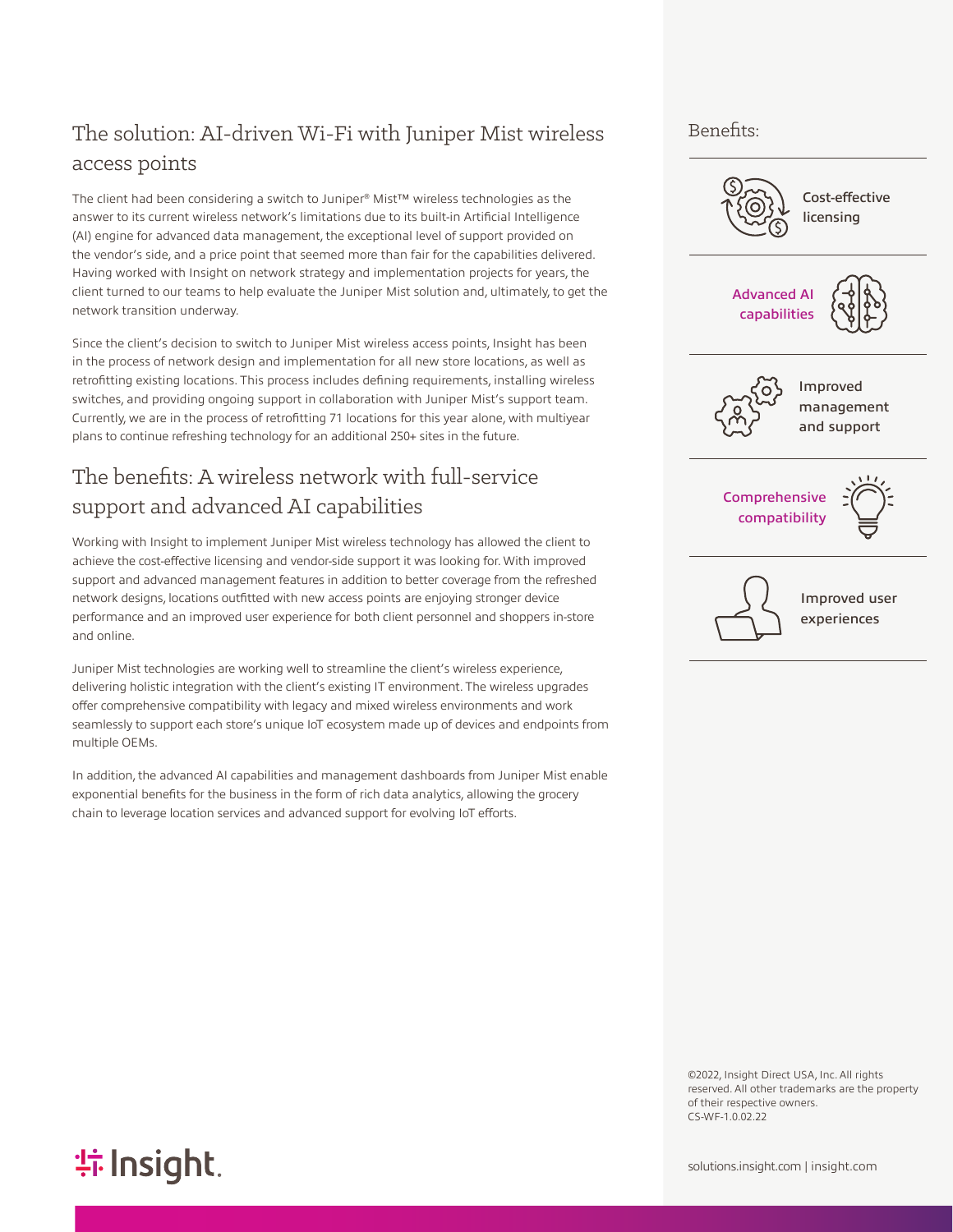## The solution: AI-driven Wi-Fi with Juniper Mist wireless access points

The client had been considering a switch to Juniper® Mist™ wireless technologies as the answer to its current wireless network's limitations due to its built-in Artificial Intelligence (AI) engine for advanced data management, the exceptional level of support provided on the vendor's side, and a price point that seemed more than fair for the capabilities delivered. Having worked with Insight on network strategy and implementation projects for years, the client turned to our teams to help evaluate the Juniper Mist solution and, ultimately, to get the network transition underway.

Since the client's decision to switch to Juniper Mist wireless access points, Insight has been in the process of network design and implementation for all new store locations, as well as retrofitting existing locations. This process includes defining requirements, installing wireless switches, and providing ongoing support in collaboration with Juniper Mist's support team. Currently, we are in the process of retrofitting 71 locations for this year alone, with multiyear plans to continue refreshing technology for an additional 250+ sites in the future.

## The benefits: A wireless network with full-service support and advanced AI capabilities

Working with Insight to implement Juniper Mist wireless technology has allowed the client to achieve the cost-effective licensing and vendor-side support it was looking for. With improved support and advanced management features in addition to better coverage from the refreshed network designs, locations outfitted with new access points are enjoying stronger device performance and an improved user experience for both client personnel and shoppers in-store and online.

Juniper Mist technologies are working well to streamline the client's wireless experience, delivering holistic integration with the client's existing IT environment. The wireless upgrades offer comprehensive compatibility with legacy and mixed wireless environments and work seamlessly to support each store's unique IoT ecosystem made up of devices and endpoints from multiple OEMs.

In addition, the advanced AI capabilities and management dashboards from Juniper Mist enable exponential benefits for the business in the form of rich data analytics, allowing the grocery chain to leverage location services and advanced support for evolving IoT efforts.

## Benefits:

- Cost-effective licensing
- Advanced AI capabilities
- Improved management and support
- Comprehensive compatibility
- Improved user experiences

©2022, Insight Direct USA, Inc. All rights reserved. All other trademarks are the property of their respective owners.
CS-WF-1.0.02.22

Insight.

solutions.insight.com | insight.com